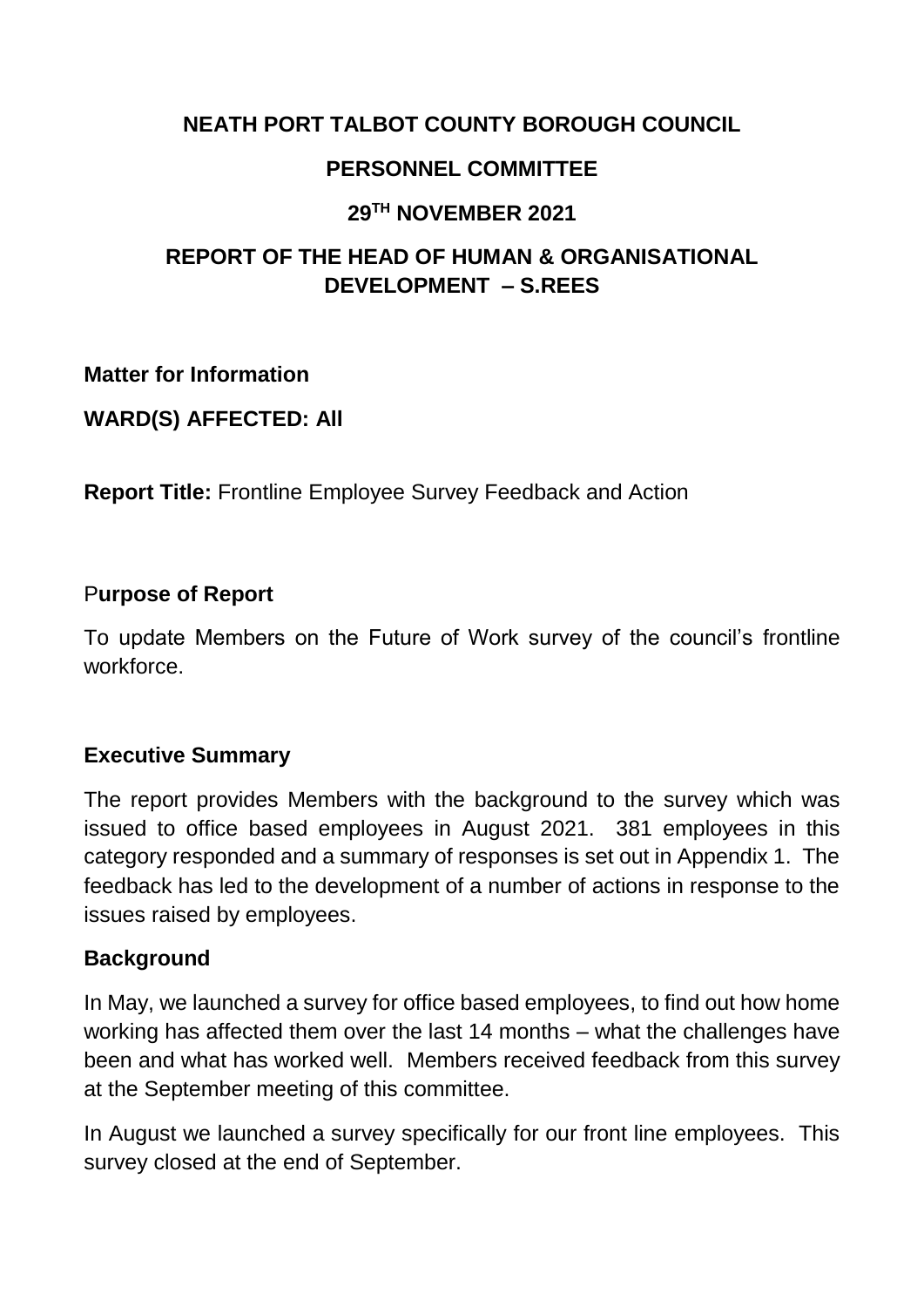**NEATH PORT TALBOT COUNTY BOROUGH COUNCIL**

**PERSONNEL COMMITTEE**

**29TH NOVEMBER 2021**

**REPORT OF THE HEAD OF HUMAN & ORGANISATIONAL DEVELOPMENT – S.REES**

**Matter for Information**

**WARD(S) AFFECTED: All**

**Report Title:** Frontline Employee Survey Feedback and Action

## Purpose of Report

To update Members on the Future of Work survey of the council's frontline workforce.

## Executive Summary

The report provides Members with the background to the survey which was issued to office based employees in August 2021. 381 employees in this category responded and a summary of responses is set out in Appendix 1. The feedback has led to the development of a number of actions in response to the issues raised by employees.

## Background

In May, we launched a survey for office based employees, to find out how home working has affected them over the last 14 months – what the challenges have been and what has worked well. Members received feedback from this survey at the September meeting of this committee.

In August we launched a survey specifically for our front line employees. This survey closed at the end of September.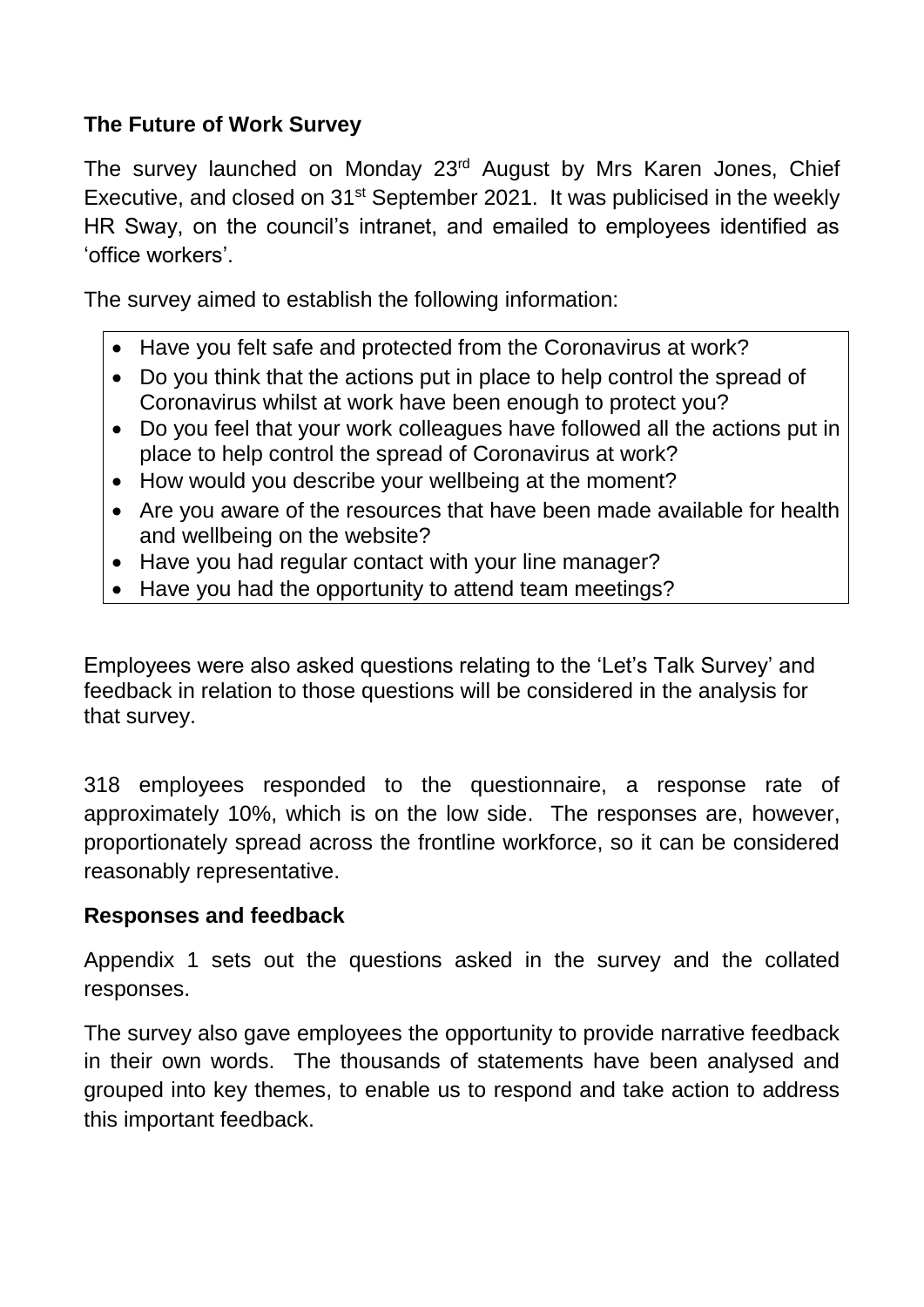**The Future of Work Survey**

The survey launched on Monday 23rd August by Mrs Karen Jones, Chief Executive, and closed on 31st September 2021. It was publicised in the weekly HR Sway, on the council's intranet, and emailed to employees identified as 'office workers'.

The survey aimed to establish the following information:

- Have you felt safe and protected from the Coronavirus at work?
- Do you think that the actions put in place to help control the spread of Coronavirus whilst at work have been enough to protect you?
- Do you feel that your work colleagues have followed all the actions put in place to help control the spread of Coronavirus at work?
- How would you describe your wellbeing at the moment?
- Are you aware of the resources that have been made available for health and wellbeing on the website?
- Have you had regular contact with your line manager?
- Have you had the opportunity to attend team meetings?

Employees were also asked questions relating to the 'Let's Talk Survey' and feedback in relation to those questions will be considered in the analysis for that survey.

318 employees responded to the questionnaire, a response rate of approximately 10%, which is on the low side. The responses are, however, proportionately spread across the frontline workforce, so it can be considered reasonably representative.

**Responses and feedback**

Appendix 1 sets out the questions asked in the survey and the collated responses.

The survey also gave employees the opportunity to provide narrative feedback in their own words. The thousands of statements have been analysed and grouped into key themes, to enable us to respond and take action to address this important feedback.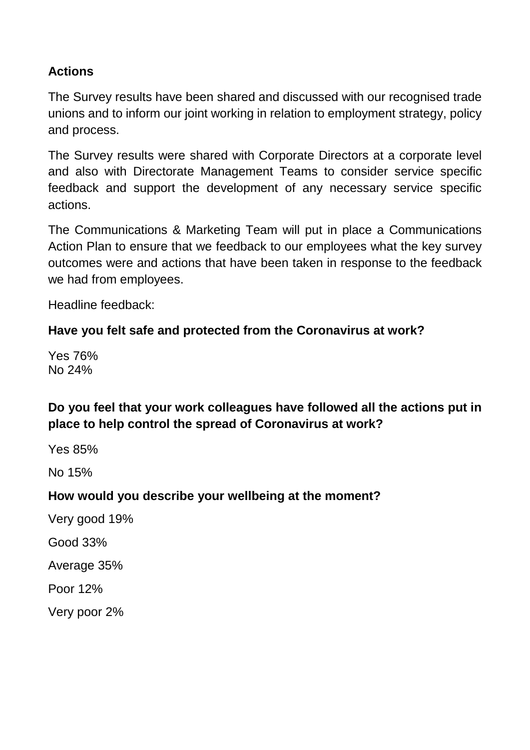**Actions**

The Survey results have been shared and discussed with our recognised trade unions and to inform our joint working in relation to employment strategy, policy and process.

The Survey results were shared with Corporate Directors at a corporate level and also with Directorate Management Teams to consider service specific feedback and support the development of any necessary service specific actions.

The Communications & Marketing Team will put in place a Communications Action Plan to ensure that we feedback to our employees what the key survey outcomes were and actions that have been taken in response to the feedback we had from employees.

Headline feedback:

**Have you felt safe and protected from the Coronavirus at work?**

Yes 76%
No 24%

**Do you feel that your work colleagues have followed all the actions put in place to help control the spread of Coronavirus at work?**

Yes 85%

No 15%

**How would you describe your wellbeing at the moment?**

Very good 19%

Good 33%

Average 35%

Poor 12%

Very poor 2%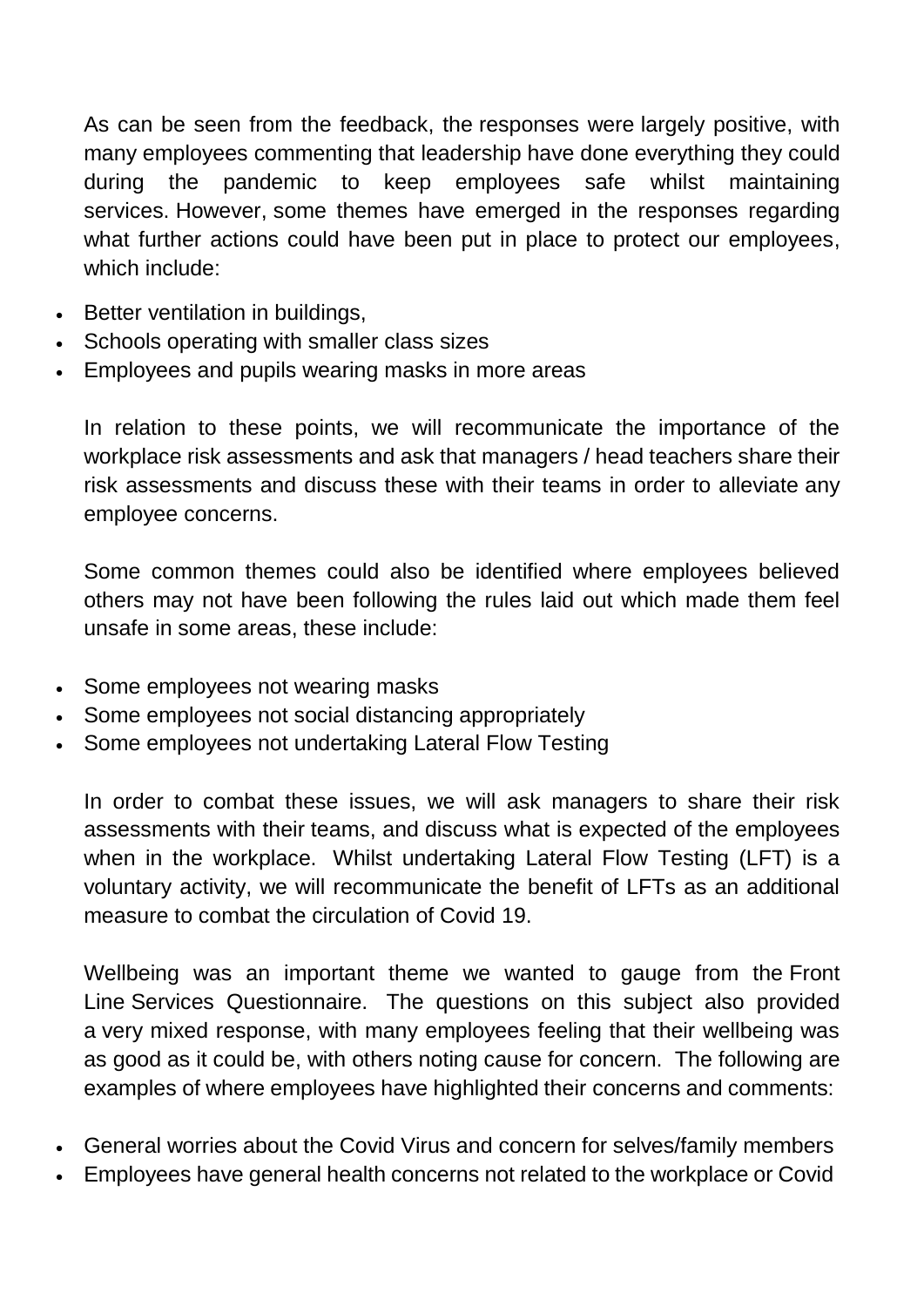As can be seen from the feedback, the responses were largely positive, with many employees commenting that leadership have done everything they could during the pandemic to keep employees safe whilst maintaining services. However, some themes have emerged in the responses regarding what further actions could have been put in place to protect our employees, which include:

- Better ventilation in buildings,
- Schools operating with smaller class sizes
- Employees and pupils wearing masks in more areas

In relation to these points, we will recommunicate the importance of the workplace risk assessments and ask that managers / head teachers share their risk assessments and discuss these with their teams in order to alleviate any employee concerns.

Some common themes could also be identified where employees believed others may not have been following the rules laid out which made them feel unsafe in some areas, these include:

- Some employees not wearing masks
- Some employees not social distancing appropriately
- Some employees not undertaking Lateral Flow Testing

In order to combat these issues, we will ask managers to share their risk assessments with their teams, and discuss what is expected of the employees when in the workplace. Whilst undertaking Lateral Flow Testing (LFT) is a voluntary activity, we will recommunicate the benefit of LFTs as an additional measure to combat the circulation of Covid 19.

Wellbeing was an important theme we wanted to gauge from the Front Line Services Questionnaire. The questions on this subject also provided a very mixed response, with many employees feeling that their wellbeing was as good as it could be, with others noting cause for concern. The following are examples of where employees have highlighted their concerns and comments:

- General worries about the Covid Virus and concern for selves/family members
- Employees have general health concerns not related to the workplace or Covid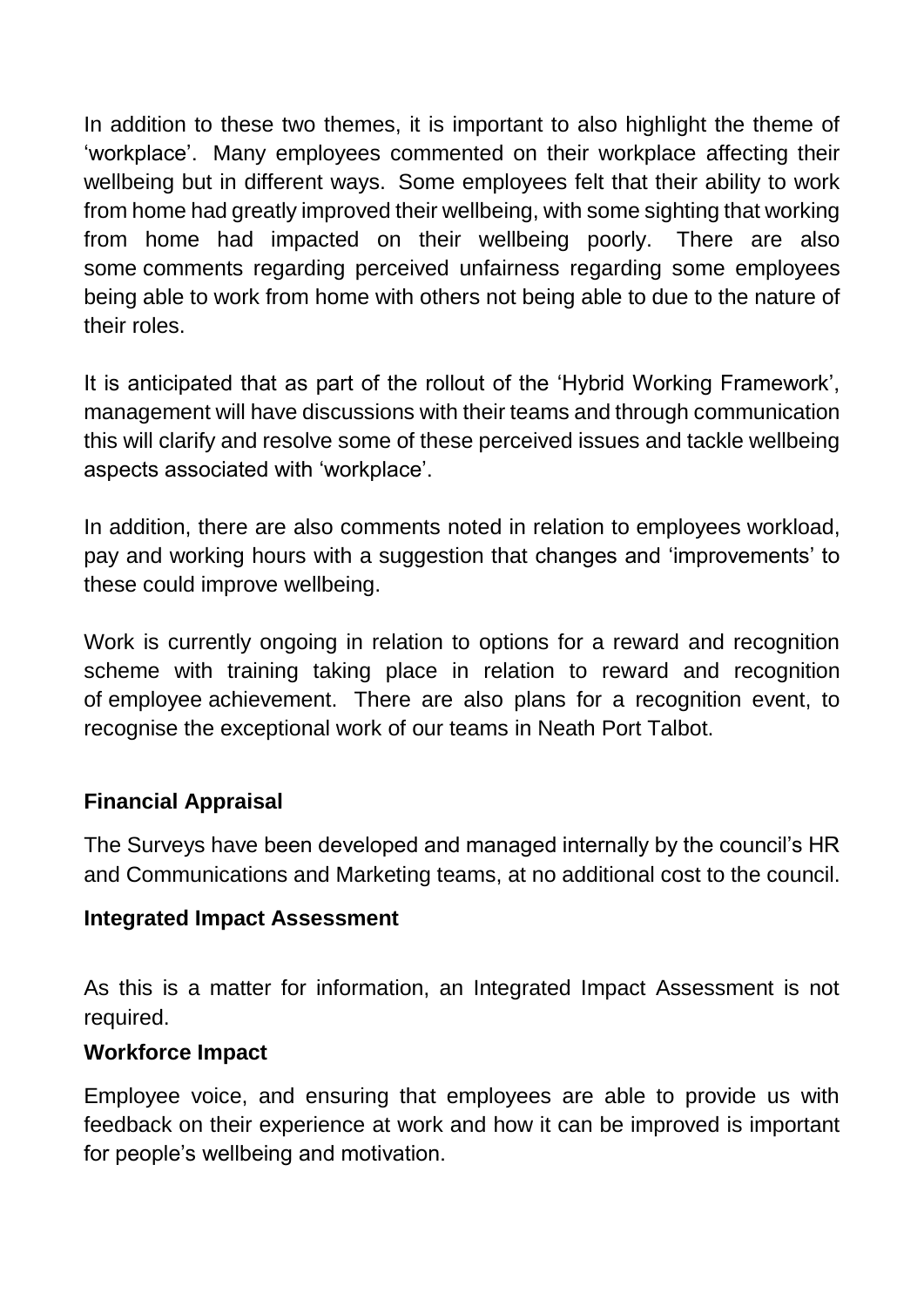In addition to these two themes, it is important to also highlight the theme of 'workplace'. Many employees commented on their workplace affecting their wellbeing but in different ways. Some employees felt that their ability to work from home had greatly improved their wellbeing, with some sighting that working from home had impacted on their wellbeing poorly. There are also some comments regarding perceived unfairness regarding some employees being able to work from home with others not being able to due to the nature of their roles.

It is anticipated that as part of the rollout of the 'Hybrid Working Framework', management will have discussions with their teams and through communication this will clarify and resolve some of these perceived issues and tackle wellbeing aspects associated with 'workplace'.

In addition, there are also comments noted in relation to employees workload, pay and working hours with a suggestion that changes and 'improvements' to these could improve wellbeing.

Work is currently ongoing in relation to options for a reward and recognition scheme with training taking place in relation to reward and recognition of employee achievement. There are also plans for a recognition event, to recognise the exceptional work of our teams in Neath Port Talbot.

**Financial Appraisal**

The Surveys have been developed and managed internally by the council's HR and Communications and Marketing teams, at no additional cost to the council.

**Integrated Impact Assessment**

As this is a matter for information, an Integrated Impact Assessment is not required.

**Workforce Impact**

Employee voice, and ensuring that employees are able to provide us with feedback on their experience at work and how it can be improved is important for people's wellbeing and motivation.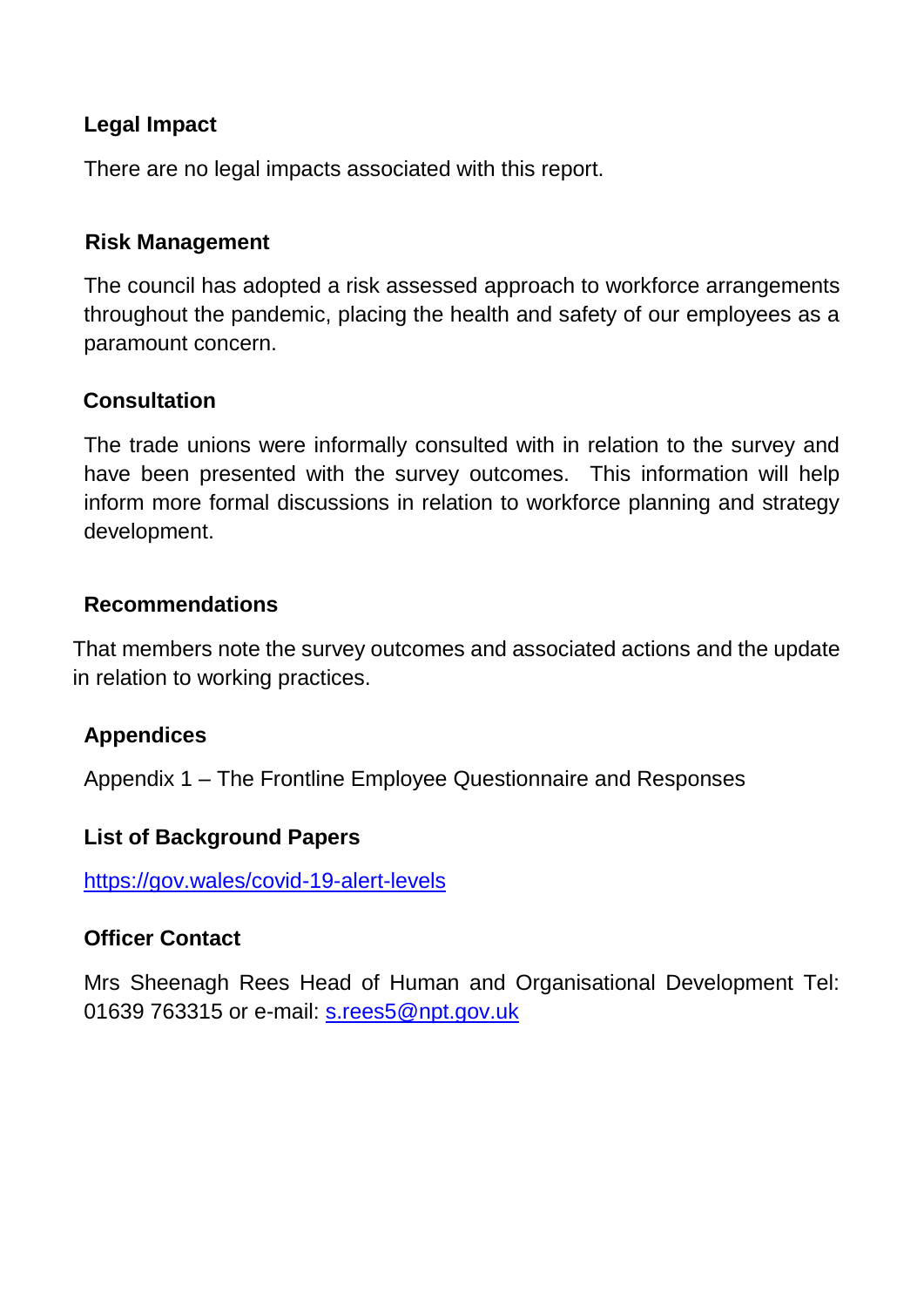## Legal Impact

There are no legal impacts associated with this report.

## Risk Management

The council has adopted a risk assessed approach to workforce arrangements throughout the pandemic, placing the health and safety of our employees as a paramount concern.

## Consultation

The trade unions were informally consulted with in relation to the survey and have been presented with the survey outcomes.  This information will help inform more formal discussions in relation to workforce planning and strategy development.

## Recommendations

That members note the survey outcomes and associated actions and the update in relation to working practices.

## Appendices

Appendix 1 – The Frontline Employee Questionnaire and Responses

## List of Background Papers

https://gov.wales/covid-19-alert-levels

## Officer Contact

Mrs Sheenagh Rees Head of Human and Organisational Development Tel: 01639 763315 or e-mail: s.rees5@npt.gov.uk